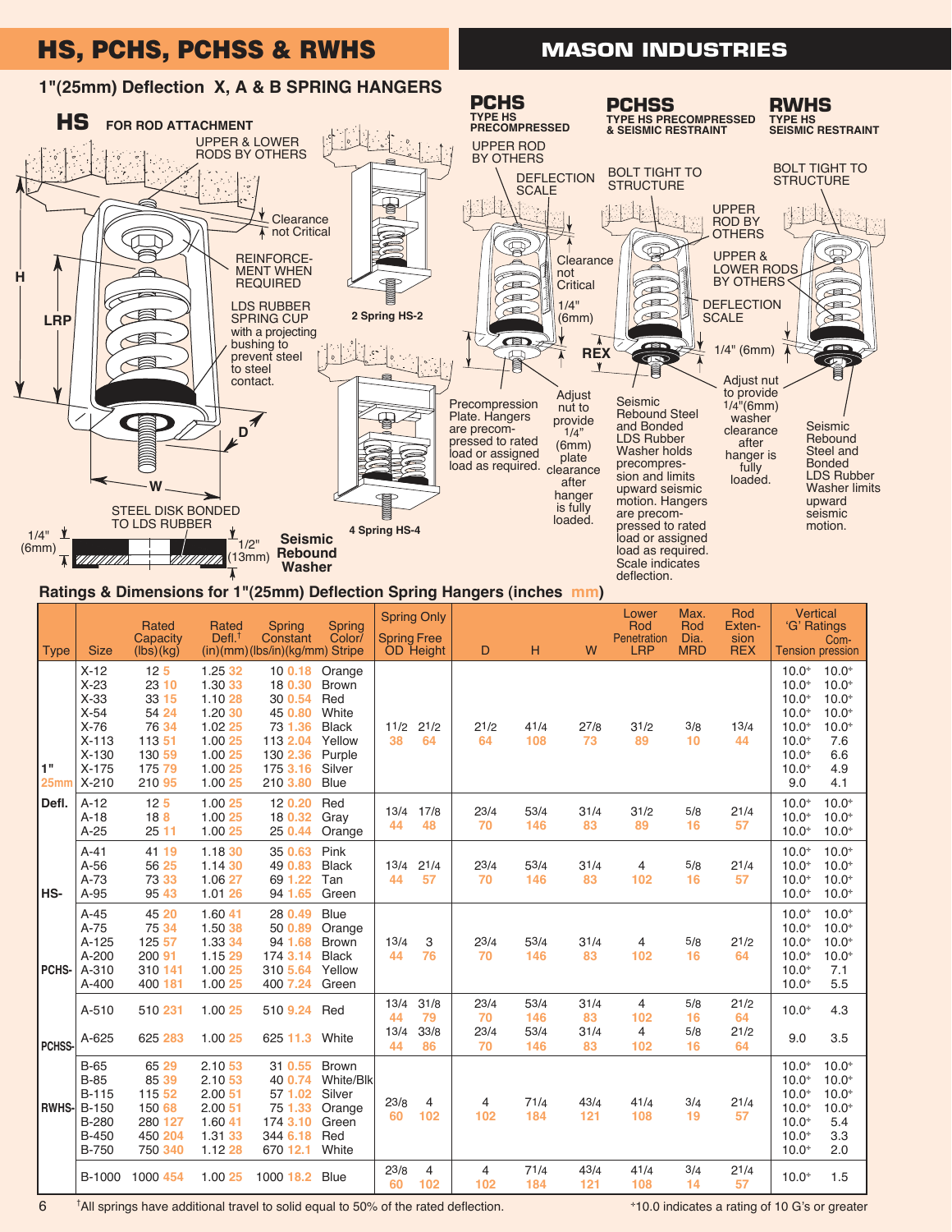# HS, PCHS, PCHSS & RWHS

## MASON INDUSTRIES

### 1"(25mm) Deflection X, A & B SPRING HANGERS

**HS** FOR ROD ATTACHMENT

UPPER & LOWER RODS BY OTHERS

Clearance not Critical

REINFORCEMENT WHEN REQUIRED

LDS RUBBER SPRING CUP with a projecting bushing to prevent steel to steel contact.

H

LRP

D

W

STEEL DISK BONDED TO LDS RUBBER

1/4" (6mm)

1/2" (13mm)

**Seismic Rebound Washer**

2 Spring HS-2

4 Spring HS-4

**PCHS** TYPE HS PRECOMPRESSED

UPPER ROD BY OTHERS

DEFLECTION SCALE

Clearance not Critical

1/4" (6mm)

REX

Precompression Plate. Hangers are precompressed to rated load or assigned load as required.

Adjust nut to provide 1/4" (6mm) plate clearance after hanger is fully loaded.

**PCHSS** TYPE HS PRECOMPRESSED & SEISMIC RESTRAINT

BOLT TIGHT TO STRUCTURE

UPPER ROD BY OTHERS

DEFLECTION SCALE

Seismic Rebound Steel and Bonded LDS Rubber Washer holds precompression and limits upward seismic motion. Hangers are precompressed to rated load or assigned load as required. Scale indicates deflection.

Adjust nut to provide 1/4"(6mm) washer clearance after hanger is fully loaded.

**RWHS** TYPE HS SEISMIC RESTRAINT

BOLT TIGHT TO STRUCTURE

UPPER & LOWER RODS BY OTHERS

1/4" (6mm)

Seismic Rebound Steel and Bonded LDS Rubber Washer limits upward seismic motion.

### Ratings & Dimensions for 1"(25mm) Deflection Spring Hangers (inches mm)

| Type | Size | Rated Capacity (lbs)(kg) | Rated Defl.† (in)(mm) | Spring Constant (lbs/in)(kg/mm) | Spring Color/ Stripe | Spring Only Spring OD | Free Height | D | H | W | Lower Rod Penetration LRP | Max. Rod Dia. MRD | Rod Extension REX | Vertical 'G' Ratings Tension | Compression |
|---|---|---|---|---|---|---|---|---|---|---|---|---|---|---|---|
| 1" 25mm Defl. | X-12 | 12 5 | 1.25 32 | 10 0.18 | Orange | 1 1/2 38 | 2 1/2 64 | 2 1/2 64 | 4 1/4 108 | 2 7/8 73 | 3 1/2 89 | 3/8 10 | 1 3/4 44 | 10.0+ | 10.0+ |
| | X-23 | 23 10 | 1.30 33 | 18 0.30 | Brown | | | | | | | | | 10.0+ | 10.0+ |
| | X-33 | 33 15 | 1.10 28 | 30 0.54 | Red | | | | | | | | | 10.0+ | 10.0+ |
| | X-54 | 54 24 | 1.20 30 | 45 0.80 | White | | | | | | | | | 10.0+ | 10.0+ |
| | X-76 | 76 34 | 1.02 25 | 73 1.36 | Black | | | | | | | | | 10.0+ | 10.0+ |
| | X-113 | 113 51 | 1.00 25 | 113 2.04 | Yellow | | | | | | | | | 10.0+ | 7.6 |
| | X-130 | 130 59 | 1.00 25 | 130 2.36 | Purple | | | | | | | | | 10.0+ | 6.6 |
| | X-175 | 175 79 | 1.00 25 | 175 3.16 | Silver | | | | | | | | | 10.0+ | 4.9 |
| | X-210 | 210 95 | 1.00 25 | 210 3.80 | Blue | | | | | | | | | 9.0 | 4.1 |
| | A-12 | 12 5 | 1.00 25 | 12 0.20 | Red | 1 3/4 44 | 1 7/8 48 | 2 3/4 70 | 5 3/4 146 | 3 1/4 83 | 3 1/2 89 | 5/8 16 | 2 1/4 57 | 10.0+ | 10.0+ |
| | A-18 | 18 8 | 1.00 25 | 18 0.32 | Gray | | | | | | | | | 10.0+ | 10.0+ |
| | A-25 | 25 11 | 1.00 25 | 25 0.44 | Orange | | | | | | | | | 10.0+ | 10.0+ |
| HS- | A-41 | 41 19 | 1.18 30 | 35 0.63 | Pink | 1 3/4 44 | 2 1/4 57 | 2 3/4 70 | 5 3/4 146 | 3 1/4 83 | 4 102 | 5/8 16 | 2 1/4 57 | 10.0+ | 10.0+ |
| | A-56 | 56 25 | 1.14 30 | 49 0.83 | Black | | | | | | | | | 10.0+ | 10.0+ |
| | A-73 | 73 33 | 1.06 27 | 69 1.22 | Tan | | | | | | | | | 10.0+ | 10.0+ |
| | A-95 | 95 43 | 1.01 26 | 94 1.65 | Green | | | | | | | | | 10.0+ | 10.0+ |
| PCHS- | A-45 | 45 20 | 1.60 41 | 28 0.49 | Blue | 1 3/4 44 | 3 76 | 2 3/4 70 | 5 3/4 146 | 3 1/4 83 | 4 102 | 5/8 16 | 2 1/2 64 | 10.0+ | 10.0+ |
| | A-75 | 75 34 | 1.50 38 | 50 0.89 | Orange | | | | | | | | | 10.0+ | 10.0+ |
| | A-125 | 125 57 | 1.33 34 | 94 1.68 | Brown | | | | | | | | | 10.0+ | 10.0+ |
| | A-200 | 200 91 | 1.15 29 | 174 3.14 | Black | | | | | | | | | 10.0+ | 10.0+ |
| | A-310 | 310 141 | 1.00 25 | 310 5.64 | Yellow | | | | | | | | | 10.0+ | 7.1 |
| | A-400 | 400 181 | 1.00 25 | 400 7.24 | Green | | | | | | | | | 10.0+ | 5.5 |
| PCHSS- | A-510 | 510 231 | 1.00 25 | 510 9.24 | Red | 1 3/4 44 | 3 1/8 79 | 2 3/4 70 | 5 3/4 146 | 3 1/4 83 | 4 102 | 5/8 16 | 2 1/2 64 | 10.0+ | 4.3 |
| | A-625 | 625 283 | 1.00 25 | 625 11.3 | White | 1 3/4 44 | 3 3/8 86 | 2 3/4 70 | 5 3/4 146 | 3 1/4 83 | 4 102 | 5/8 16 | 2 1/2 64 | 9.0 | 3.5 |
| RWHS- | B-65 | 65 29 | 2.10 53 | 31 0.55 | Brown | 2 3/8 60 | 4 102 | 4 102 | 7 1/4 184 | 4 3/4 121 | 4 1/4 108 | 3/4 19 | 2 1/4 57 | 10.0+ | 10.0+ |
| | B-85 | 85 39 | 2.10 53 | 40 0.74 | White/Blk | | | | | | | | | 10.0+ | 10.0+ |
| | B-115 | 115 52 | 2.00 51 | 57 1.02 | Silver | | | | | | | | | 10.0+ | 10.0+ |
| | B-150 | 150 68 | 2.00 51 | 75 1.33 | Orange | | | | | | | | | 10.0+ | 10.0+ |
| | B-280 | 280 127 | 1.60 41 | 174 3.10 | Green | | | | | | | | | 10.0+ | 5.4 |
| | B-450 | 450 204 | 1.31 33 | 344 6.18 | Red | | | | | | | | | 10.0+ | 3.3 |
| | B-750 | 750 340 | 1.12 28 | 670 12.1 | White | | | | | | | | | 10.0+ | 2.0 |
| | B-1000 | 1000 454 | 1.00 25 | 1000 18.2 | Blue | 2 3/8 60 | 4 102 | 4 102 | 7 1/4 184 | 4 3/4 121 | 4 1/4 108 | 3/4 14 | 2 1/4 57 | 10.0+ | 1.5 |

†All springs have additional travel to solid equal to 50% of the rated deflection.

+10.0 indicates a rating of 10 G's or greater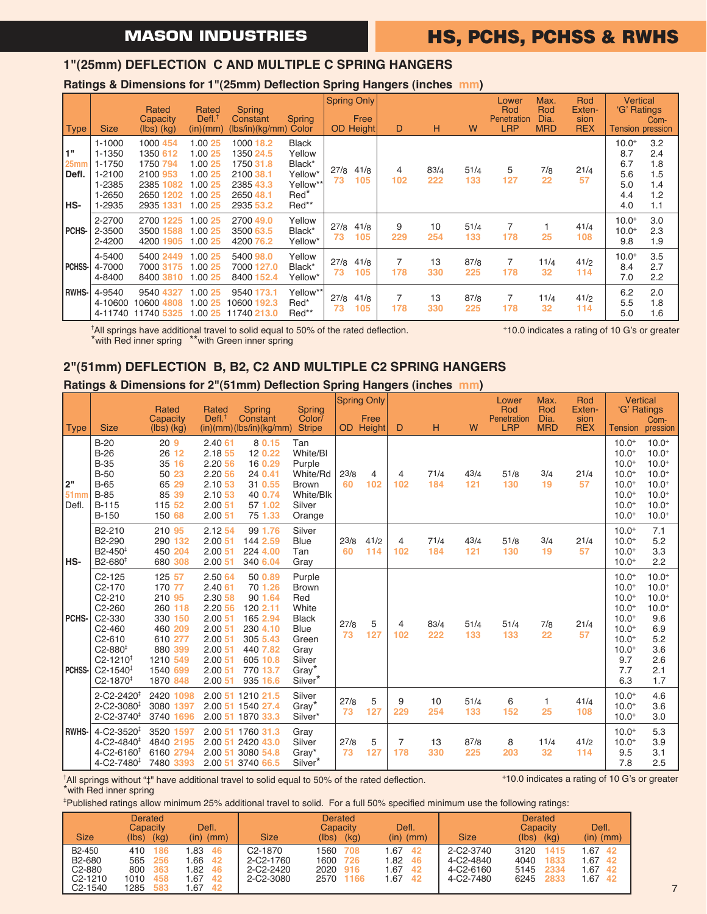MASON INDUSTRIES

# HS, PCHS, PCHSS & RWHS

## 1"(25mm) DEFLECTION C AND MULTIPLE C SPRING HANGERS

### Ratings & Dimensions for 1"(25mm) Deflection Spring Hangers (inches mm)

| Type | Size | Rated Capacity (lbs) | (kg) | Rated Defl.† (in) | (mm) | Spring Constant (lbs/in) | (kg/mm) | Spring Color | Spring Only OD | Spring Only Free Height | D | H | W | Lower Rod Penetration LRP | Max. Rod Dia. MRD | Rod Extension REX | Vertical 'G' Ratings Tension | Vertical 'G' Ratings Compression |
|---|---|---|---|---|---|---|---|---|---|---|---|---|---|---|---|---|---|---|
| 1" 25mm Defl. HS- | 1-1000 | 1000 | 454 | 1.00 | 25 | 1000 | 18.2 | Black | 2 7/8 (73) | 4 1/8 (105) | 4 (102) | 8 3/4 (222) | 5 1/4 (133) | 5 (127) | 7/8 (22) | 2 1/4 (57) | 10.0+ | 3.2 |
| | 1-1350 | 1350 | 612 | 1.00 | 25 | 1350 | 24.5 | Yellow | | | | | | | | | 8.7 | 2.4 |
| | 1-1750 | 1750 | 794 | 1.00 | 25 | 1750 | 31.8 | Black* | | | | | | | | | 6.7 | 1.8 |
| | 1-2100 | 2100 | 953 | 1.00 | 25 | 2100 | 38.1 | Yellow* | | | | | | | | | 5.6 | 1.5 |
| | 1-2385 | 2385 | 1082 | 1.00 | 25 | 2385 | 43.3 | Yellow** | | | | | | | | | 5.0 | 1.4 |
| | 1-2650 | 2650 | 1202 | 1.00 | 25 | 2650 | 48.1 | Red* | | | | | | | | | 4.4 | 1.2 |
| | 1-2935 | 2935 | 1331 | 1.00 | 25 | 2935 | 53.2 | Red** | | | | | | | | | 4.0 | 1.1 |
| PCHS- | 2-2700 | 2700 | 1225 | 1.00 | 25 | 2700 | 49.0 | Yellow | 2 7/8 (73) | 4 1/8 (105) | 9 (229) | 10 (254) | 5 1/4 (133) | 7 (178) | 1 (25) | 4 1/4 (108) | 10.0+ | 3.0 |
| | 2-3500 | 3500 | 1588 | 1.00 | 25 | 3500 | 63.5 | Black* | | | | | | | | | 10.0+ | 2.3 |
| | 2-4200 | 4200 | 1905 | 1.00 | 25 | 4200 | 76.2 | Yellow* | | | | | | | | | 9.8 | 1.9 |
| PCHSS- | 4-5400 | 5400 | 2449 | 1.00 | 25 | 5400 | 98.0 | Yellow | 2 7/8 (73) | 4 1/8 (105) | 7 (178) | 13 (330) | 8 7/8 (225) | 7 (178) | 1 1/4 (32) | 4 1/2 (114) | 10.0+ | 3.5 |
| | 4-7000 | 7000 | 3175 | 1.00 | 25 | 7000 | 127.0 | Black* | | | | | | | | | 8.4 | 2.7 |
| | 4-8400 | 8400 | 3810 | 1.00 | 25 | 8400 | 152.4 | Yellow* | | | | | | | | | 7.0 | 2.2 |
| RWHS- | 4-9540 | 9540 | 4327 | 1.00 | 25 | 9540 | 173.1 | Yellow** | 2 7/8 (73) | 4 1/8 (105) | 7 (178) | 13 (330) | 8 7/8 (225) | 7 (178) | 1 1/4 (32) | 4 1/2 (114) | 6.2 | 2.0 |
| | 4-10600 | 10600 | 4808 | 1.00 | 25 | 10600 | 192.3 | Red* | | | | | | | | | 5.5 | 1.8 |
| | 4-11740 | 11740 | 5325 | 1.00 | 25 | 11740 | 213.0 | Red** | | | | | | | | | 5.0 | 1.6 |

†All springs have additional travel to solid equal to 50% of the rated deflection.
*with Red inner spring **with Green inner spring

+10.0 indicates a rating of 10 G's or greater

## 2"(51mm) DEFLECTION B, B2, C2 AND MULTIPLE C2 SPRING HANGERS

### Ratings & Dimensions for 2"(51mm) Deflection Spring Hangers (inches mm)

| Type | Size | Rated Capacity (lbs) | (kg) | Rated Defl.† (in) | (mm) | Spring Constant (lbs/in) | (kg/mm) | Spring Color/Stripe | Spring Only OD | Spring Only Free Height | D | H | W | Lower Rod Penetration LRP | Max. Rod Dia. MRD | Rod Extension REX | Vertical 'G' Ratings Tension | Vertical 'G' Ratings Compression |
|---|---|---|---|---|---|---|---|---|---|---|---|---|---|---|---|---|---|---|
| 2" 51mm Defl. HS- | B-20 | 20 | 9 | 2.40 | 61 | 8 | 0.15 | Tan | 2 3/8 (60) | 4 (102) | 4 (102) | 7 1/4 (184) | 4 3/4 (121) | 5 1/8 (130) | 3/4 (19) | 2 1/4 (57) | 10.0+ | 10.0+ |
| | B-26 | 26 | 12 | 2.18 | 55 | 12 | 0.22 | White/Bl | | | | | | | | | 10.0+ | 10.0+ |
| | B-35 | 35 | 16 | 2.20 | 56 | 16 | 0.29 | Purple | | | | | | | | | 10.0+ | 10.0+ |
| | B-50 | 50 | 23 | 2.20 | 56 | 24 | 0.41 | White/Rd | | | | | | | | | 10.0+ | 10.0+ |
| | B-65 | 65 | 29 | 2.10 | 53 | 31 | 0.55 | Brown | | | | | | | | | 10.0+ | 10.0+ |
| | B-85 | 85 | 39 | 2.10 | 53 | 40 | 0.74 | White/Blk | | | | | | | | | 10.0+ | 10.0+ |
| | B-115 | 115 | 52 | 2.00 | 51 | 57 | 1.02 | Silver | | | | | | | | | 10.0+ | 10.0+ |
| | B-150 | 150 | 68 | 2.00 | 51 | 75 | 1.33 | Orange | | | | | | | | | 10.0+ | 10.0+ |
| | B2-210 | 210 | 95 | 2.12 | 54 | 99 | 1.76 | Silver | 2 3/8 (60) | 4 1/2 (114) | 4 (102) | 7 1/4 (184) | 4 3/4 (121) | 5 1/8 (130) | 3/4 (19) | 2 1/4 (57) | 10.0+ | 7.1 |
| | B2-290 | 290 | 132 | 2.00 | 51 | 144 | 2.59 | Blue | | | | | | | | | 10.0+ | 5.2 |
| | B2-450‡ | 450 | 204 | 2.00 | 51 | 224 | 4.00 | Tan | | | | | | | | | 10.0+ | 3.3 |
| | B2-680‡ | 680 | 308 | 2.00 | 51 | 340 | 6.04 | Gray | | | | | | | | | 10.0+ | 2.2 |
| PCHS- PCHSS- | C2-125 | 125 | 57 | 2.50 | 64 | 50 | 0.89 | Purple | 2 7/8 (73) | 5 (127) | 4 (102) | 8 3/4 (222) | 5 1/4 (133) | 5 1/4 (133) | 7/8 (22) | 2 1/4 (57) | 10.0+ | 10.0+ |
| | C2-170 | 170 | 77 | 2.40 | 61 | 70 | 1.26 | Brown | | | | | | | | | 10.0+ | 10.0+ |
| | C2-210 | 210 | 95 | 2.30 | 58 | 90 | 1.64 | Red | | | | | | | | | 10.0+ | 10.0+ |
| | C2-260 | 260 | 118 | 2.20 | 56 | 120 | 2.11 | White | | | | | | | | | 10.0+ | 10.0+ |
| | C2-330 | 330 | 150 | 2.00 | 51 | 165 | 2.94 | Black | | | | | | | | | 10.0+ | 9.6 |
| | C2-460 | 460 | 209 | 2.00 | 51 | 230 | 4.10 | Blue | | | | | | | | | 10.0+ | 6.9 |
| | C2-610 | 610 | 277 | 2.00 | 51 | 305 | 5.43 | Green | | | | | | | | | 10.0+ | 5.2 |
| | C2-880‡ | 880 | 399 | 2.00 | 51 | 440 | 7.82 | Gray | | | | | | | | | 10.0+ | 3.6 |
| | C2-1210‡ | 1210 | 549 | 2.00 | 51 | 605 | 10.8 | Silver | | | | | | | | | 9.7 | 2.6 |
| | C2-1540‡ | 1540 | 699 | 2.00 | 51 | 770 | 13.7 | Gray* | | | | | | | | | 7.7 | 2.1 |
| | C2-1870‡ | 1870 | 848 | 2.00 | 51 | 935 | 16.6 | Silver* | | | | | | | | | 6.3 | 1.7 |
| | 2-C2-2420‡ | 2420 | 1098 | 2.00 | 51 | 1210 | 21.5 | Silver | 2 7/8 (73) | 5 (127) | 9 (229) | 10 (254) | 5 1/4 (133) | 6 (152) | 1 (25) | 4 1/4 (108) | 10.0+ | 4.6 |
| | 2-C2-3080‡ | 3080 | 1397 | 2.00 | 51 | 1540 | 27.4 | Gray* | | | | | | | | | 10.0+ | 3.6 |
| | 2-C2-3740‡ | 3740 | 1696 | 2.00 | 51 | 1870 | 33.3 | Silver* | | | | | | | | | 10.0+ | 3.0 |
| RWHS- | 4-C2-3520‡ | 3520 | 1597 | 2.00 | 51 | 1760 | 31.3 | Gray | 2 7/8 (73) | 5 (127) | 7 (178) | 13 (330) | 8 7/8 (225) | 8 (203) | 1 1/4 (32) | 4 1/2 (114) | 10.0+ | 5.3 |
| | 4-C2-4840‡ | 4840 | 2195 | 2.00 | 51 | 2420 | 43.0 | Silver | | | | | | | | | 10.0+ | 3.9 |
| | 4-C2-6160‡ | 6160 | 2794 | 2.00 | 51 | 3080 | 54.8 | Gray* | | | | | | | | | 9.5 | 3.1 |
| | 4-C2-7480‡ | 7480 | 3393 | 2.00 | 51 | 3740 | 66.5 | Silver* | | | | | | | | | 7.8 | 2.5 |

†All springs without "‡" have additional travel to solid equal to 50% of the rated deflection.
*with Red inner spring

+10.0 indicates a rating of 10 G's or greater

‡Published ratings allow minimum 25% additional travel to solid. For a full 50% specified minimum use the following ratings:

| Size | Derated Capacity (lbs) | (kg) | Defl. (in) | (mm) | Size | Derated Capacity (lbs) | (kg) | Defl. (in) | (mm) | Size | Derated Capacity (lbs) | (kg) | Defl. (in) | (mm) |
|---|---|---|---|---|---|---|---|---|---|---|---|---|---|---|
| B2-450 | 410 | 186 | 1.83 | 46 | C2-1870 | 1560 | 708 | 1.67 | 42 | 2-C2-3740 | 3120 | 1415 | 1.67 | 42 |
| B2-680 | 565 | 256 | 1.66 | 42 | 2-C2-1760 | 1600 | 726 | 1.82 | 46 | 4-C2-4840 | 4040 | 1833 | 1.67 | 42 |
| C2-880 | 800 | 363 | 1.82 | 46 | 2-C2-2420 | 2020 | 916 | 1.67 | 42 | 4-C2-6160 | 5145 | 2334 | 1.67 | 42 |
| C2-1210 | 1010 | 458 | 1.67 | 42 | 2-C2-3080 | 2570 | 1166 | 1.67 | 42 | 4-C2-7480 | 6245 | 2833 | 1.67 | 42 |
| C2-1540 | 1285 | 583 | 1.67 | 42 | | | | | | | | | | |